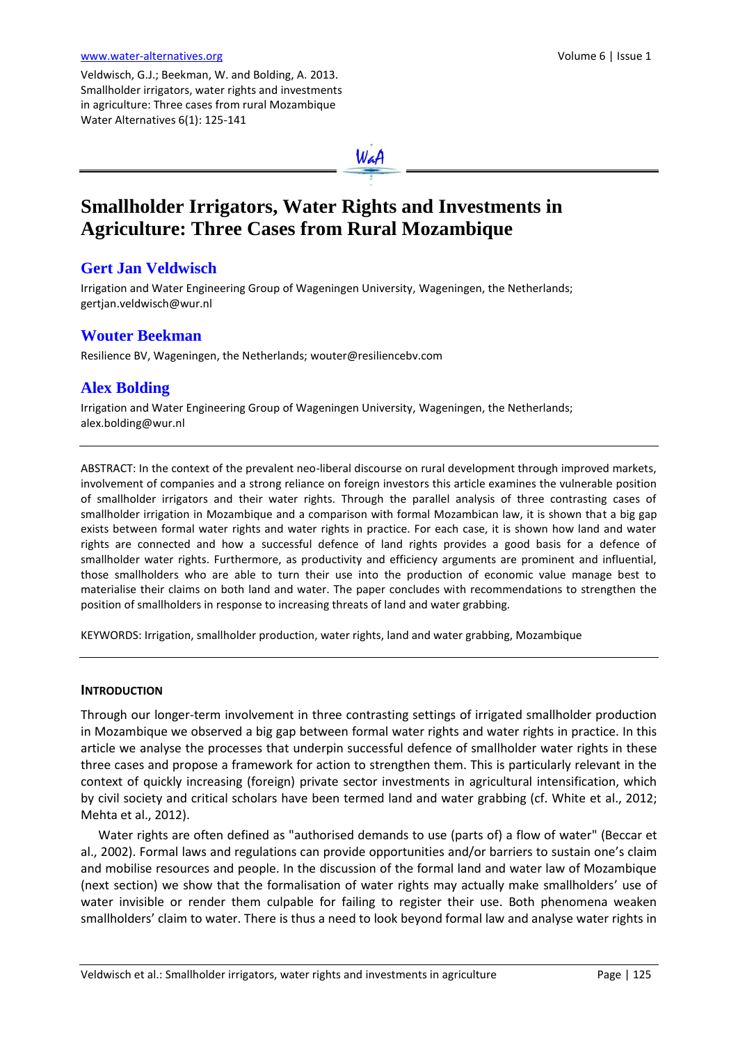# Smallholder Irrigators, Water Rights and Investments in Agriculture: Three Cases from Rural Mozambique

## Gert Jan Veldwisch

Irrigation and Water Engineering Group of Wageningen University, Wageningen, the Netherlands; gertjan.veldwisch@wur.nl

## Wouter Beekman

Resilience BV, Wageningen, the Netherlands; wouter@resiliencebv.com

## Alex Bolding

Irrigation and Water Engineering Group of Wageningen University, Wageningen, the Netherlands; alex.bolding@wur.nl

ABSTRACT: In the context of the prevalent neo-liberal discourse on rural development through improved markets, involvement of companies and a strong reliance on foreign investors this article examines the vulnerable position of smallholder irrigators and their water rights. Through the parallel analysis of three contrasting cases of smallholder irrigation in Mozambique and a comparison with formal Mozambican law, it is shown that a big gap exists between formal water rights and water rights in practice. For each case, it is shown how land and water rights are connected and how a successful defence of land rights provides a good basis for a defence of smallholder water rights. Furthermore, as productivity and efficiency arguments are prominent and influential, those smallholders who are able to turn their use into the production of economic value manage best to materialise their claims on both land and water. The paper concludes with recommendations to strengthen the position of smallholders in response to increasing threats of land and water grabbing.

KEYWORDS: Irrigation, smallholder production, water rights, land and water grabbing, Mozambique

### INTRODUCTION

Through our longer-term involvement in three contrasting settings of irrigated smallholder production in Mozambique we observed a big gap between formal water rights and water rights in practice. In this article we analyse the processes that underpin successful defence of smallholder water rights in these three cases and propose a framework for action to strengthen them. This is particularly relevant in the context of quickly increasing (foreign) private sector investments in agricultural intensification, which by civil society and critical scholars have been termed land and water grabbing (cf. White et al., 2012; Mehta et al., 2012).

Water rights are often defined as "authorised demands to use (parts of) a flow of water" (Beccar et al., 2002). Formal laws and regulations can provide opportunities and/or barriers to sustain one's claim and mobilise resources and people. In the discussion of the formal land and water law of Mozambique (next section) we show that the formalisation of water rights may actually make smallholders' use of water invisible or render them culpable for failing to register their use. Both phenomena weaken smallholders' claim to water. There is thus a need to look beyond formal law and analyse water rights in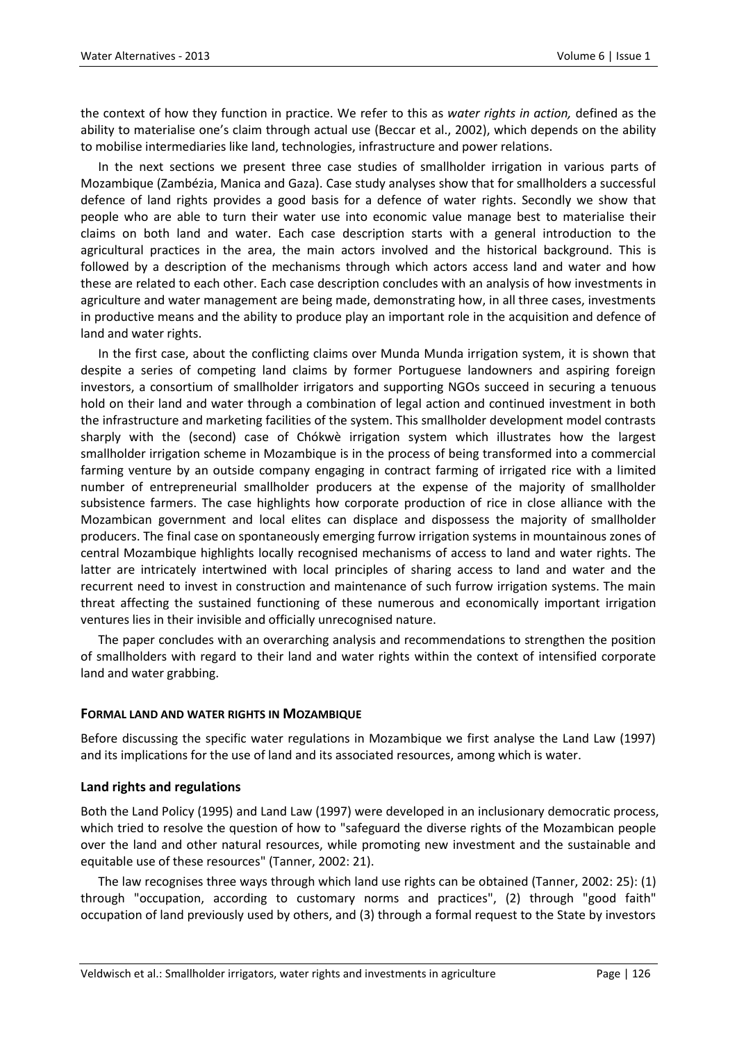the context of how they function in practice. We refer to this as *water rights in action,* defined as the ability to materialise one's claim through actual use (Beccar et al., 2002), which depends on the ability to mobilise intermediaries like land, technologies, infrastructure and power relations.

In the next sections we present three case studies of smallholder irrigation in various parts of Mozambique (Zambézia, Manica and Gaza). Case study analyses show that for smallholders a successful defence of land rights provides a good basis for a defence of water rights. Secondly we show that people who are able to turn their water use into economic value manage best to materialise their claims on both land and water. Each case description starts with a general introduction to the agricultural practices in the area, the main actors involved and the historical background. This is followed by a description of the mechanisms through which actors access land and water and how these are related to each other. Each case description concludes with an analysis of how investments in agriculture and water management are being made, demonstrating how, in all three cases, investments in productive means and the ability to produce play an important role in the acquisition and defence of land and water rights.

In the first case, about the conflicting claims over Munda Munda irrigation system, it is shown that despite a series of competing land claims by former Portuguese landowners and aspiring foreign investors, a consortium of smallholder irrigators and supporting NGOs succeed in securing a tenuous hold on their land and water through a combination of legal action and continued investment in both the infrastructure and marketing facilities of the system. This smallholder development model contrasts sharply with the (second) case of Chókwè irrigation system which illustrates how the largest smallholder irrigation scheme in Mozambique is in the process of being transformed into a commercial farming venture by an outside company engaging in contract farming of irrigated rice with a limited number of entrepreneurial smallholder producers at the expense of the majority of smallholder subsistence farmers. The case highlights how corporate production of rice in close alliance with the Mozambican government and local elites can displace and dispossess the majority of smallholder producers. The final case on spontaneously emerging furrow irrigation systems in mountainous zones of central Mozambique highlights locally recognised mechanisms of access to land and water rights. The latter are intricately intertwined with local principles of sharing access to land and water and the recurrent need to invest in construction and maintenance of such furrow irrigation systems. The main threat affecting the sustained functioning of these numerous and economically important irrigation ventures lies in their invisible and officially unrecognised nature.

The paper concludes with an overarching analysis and recommendations to strengthen the position of smallholders with regard to their land and water rights within the context of intensified corporate land and water grabbing.

## FORMAL LAND AND WATER RIGHTS IN MOZAMBIQUE

Before discussing the specific water regulations in Mozambique we first analyse the Land Law (1997) and its implications for the use of land and its associated resources, among which is water.

### Land rights and regulations

Both the Land Policy (1995) and Land Law (1997) were developed in an inclusionary democratic process, which tried to resolve the question of how to "safeguard the diverse rights of the Mozambican people over the land and other natural resources, while promoting new investment and the sustainable and equitable use of these resources" (Tanner, 2002: 21).

The law recognises three ways through which land use rights can be obtained (Tanner, 2002: 25): (1) through "occupation, according to customary norms and practices", (2) through "good faith" occupation of land previously used by others, and (3) through a formal request to the State by investors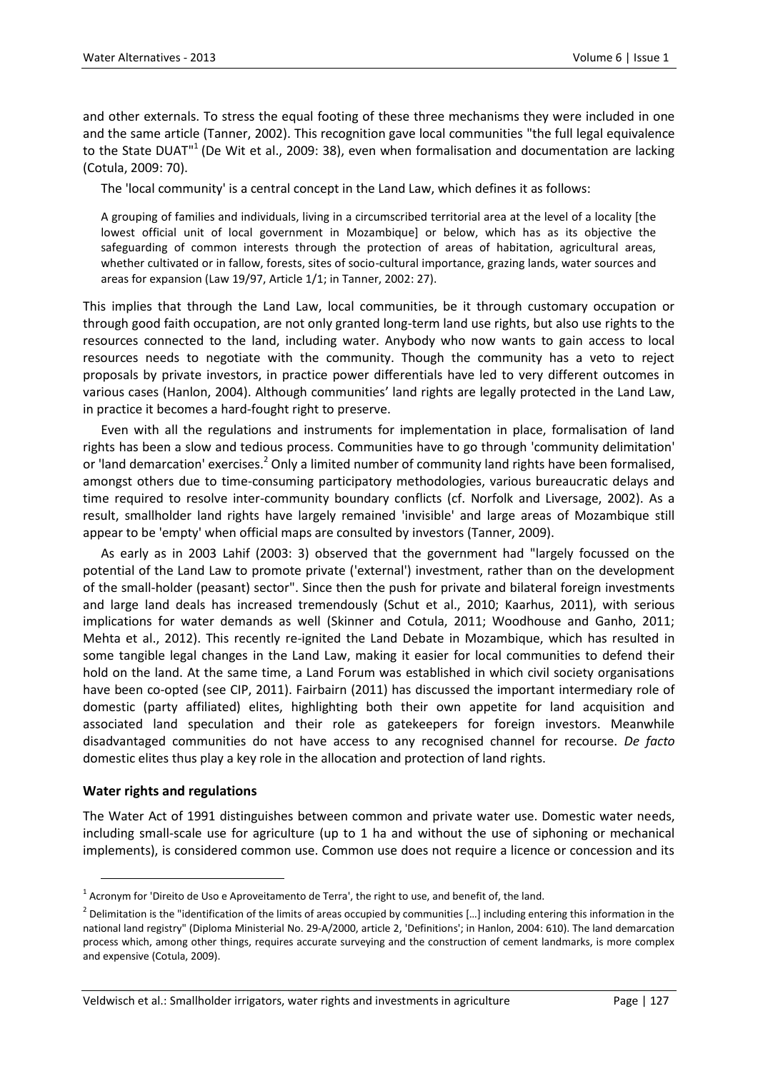and other externals. To stress the equal footing of these three mechanisms they were included in one and the same article (Tanner, 2002). This recognition gave local communities "the full legal equivalence to the State DUAT"[1] (De Wit et al., 2009: 38), even when formalisation and documentation are lacking (Cotula, 2009: 70).

The 'local community' is a central concept in the Land Law, which defines it as follows:

> A grouping of families and individuals, living in a circumscribed territorial area at the level of a locality [the lowest official unit of local government in Mozambique] or below, which has as its objective the safeguarding of common interests through the protection of areas of habitation, agricultural areas, whether cultivated or in fallow, forests, sites of socio-cultural importance, grazing lands, water sources and areas for expansion (Law 19/97, Article 1/1; in Tanner, 2002: 27).

This implies that through the Land Law, local communities, be it through customary occupation or through good faith occupation, are not only granted long-term land use rights, but also use rights to the resources connected to the land, including water. Anybody who now wants to gain access to local resources needs to negotiate with the community. Though the community has a veto to reject proposals by private investors, in practice power differentials have led to very different outcomes in various cases (Hanlon, 2004). Although communities' land rights are legally protected in the Land Law, in practice it becomes a hard-fought right to preserve.

Even with all the regulations and instruments for implementation in place, formalisation of land rights has been a slow and tedious process. Communities have to go through 'community delimitation' or 'land demarcation' exercises.[2] Only a limited number of community land rights have been formalised, amongst others due to time-consuming participatory methodologies, various bureaucratic delays and time required to resolve inter-community boundary conflicts (cf. Norfolk and Liversage, 2002). As a result, smallholder land rights have largely remained 'invisible' and large areas of Mozambique still appear to be 'empty' when official maps are consulted by investors (Tanner, 2009).

As early as in 2003 Lahif (2003: 3) observed that the government had "largely focussed on the potential of the Land Law to promote private ('external') investment, rather than on the development of the small-holder (peasant) sector". Since then the push for private and bilateral foreign investments and large land deals has increased tremendously (Schut et al., 2010; Kaarhus, 2011), with serious implications for water demands as well (Skinner and Cotula, 2011; Woodhouse and Ganho, 2011; Mehta et al., 2012). This recently re-ignited the Land Debate in Mozambique, which has resulted in some tangible legal changes in the Land Law, making it easier for local communities to defend their hold on the land. At the same time, a Land Forum was established in which civil society organisations have been co-opted (see CIP, 2011). Fairbairn (2011) has discussed the important intermediary role of domestic (party affiliated) elites, highlighting both their own appetite for land acquisition and associated land speculation and their role as gatekeepers for foreign investors. Meanwhile disadvantaged communities do not have access to any recognised channel for recourse. *De facto* domestic elites thus play a key role in the allocation and protection of land rights.

### Water rights and regulations

The Water Act of 1991 distinguishes between common and private water use. Domestic water needs, including small-scale use for agriculture (up to 1 ha and without the use of siphoning or mechanical implements), is considered common use. Common use does not require a licence or concession and its

---

[1] Acronym for 'Direito de Uso e Aproveitamento de Terra', the right to use, and benefit of, the land.

[2] Delimitation is the "identification of the limits of areas occupied by communities [...] including entering this information in the national land registry" (Diploma Ministerial No. 29-A/2000, article 2, 'Definitions'; in Hanlon, 2004: 610). The land demarcation process which, among other things, requires accurate surveying and the construction of cement landmarks, is more complex and expensive (Cotula, 2009).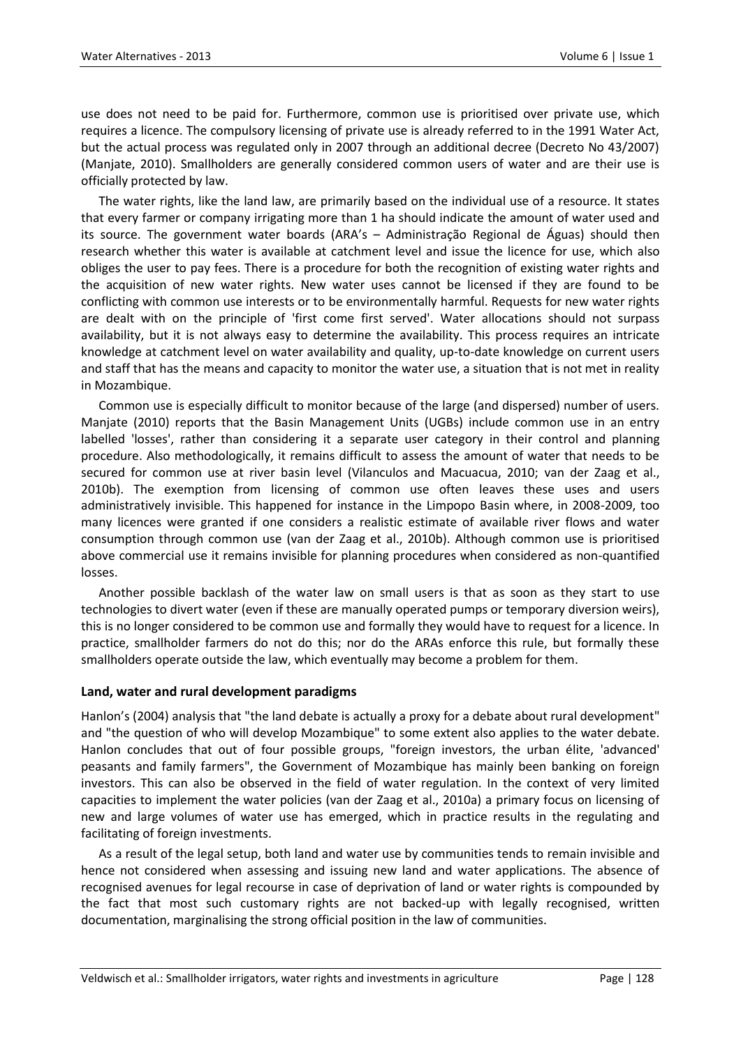use does not need to be paid for. Furthermore, common use is prioritised over private use, which requires a licence. The compulsory licensing of private use is already referred to in the 1991 Water Act, but the actual process was regulated only in 2007 through an additional decree (Decreto No 43/2007) (Manjate, 2010). Smallholders are generally considered common users of water and are their use is officially protected by law.

The water rights, like the land law, are primarily based on the individual use of a resource. It states that every farmer or company irrigating more than 1 ha should indicate the amount of water used and its source. The government water boards (ARA's – Administração Regional de Águas) should then research whether this water is available at catchment level and issue the licence for use, which also obliges the user to pay fees. There is a procedure for both the recognition of existing water rights and the acquisition of new water rights. New water uses cannot be licensed if they are found to be conflicting with common use interests or to be environmentally harmful. Requests for new water rights are dealt with on the principle of 'first come first served'. Water allocations should not surpass availability, but it is not always easy to determine the availability. This process requires an intricate knowledge at catchment level on water availability and quality, up-to-date knowledge on current users and staff that has the means and capacity to monitor the water use, a situation that is not met in reality in Mozambique.

Common use is especially difficult to monitor because of the large (and dispersed) number of users. Manjate (2010) reports that the Basin Management Units (UGBs) include common use in an entry labelled 'losses', rather than considering it a separate user category in their control and planning procedure. Also methodologically, it remains difficult to assess the amount of water that needs to be secured for common use at river basin level (Vilanculos and Macuacua, 2010; van der Zaag et al., 2010b). The exemption from licensing of common use often leaves these uses and users administratively invisible. This happened for instance in the Limpopo Basin where, in 2008-2009, too many licences were granted if one considers a realistic estimate of available river flows and water consumption through common use (van der Zaag et al., 2010b). Although common use is prioritised above commercial use it remains invisible for planning procedures when considered as non-quantified losses.

Another possible backlash of the water law on small users is that as soon as they start to use technologies to divert water (even if these are manually operated pumps or temporary diversion weirs), this is no longer considered to be common use and formally they would have to request for a licence. In practice, smallholder farmers do not do this; nor do the ARAs enforce this rule, but formally these smallholders operate outside the law, which eventually may become a problem for them.

### Land, water and rural development paradigms

Hanlon's (2004) analysis that "the land debate is actually a proxy for a debate about rural development" and "the question of who will develop Mozambique" to some extent also applies to the water debate. Hanlon concludes that out of four possible groups, "foreign investors, the urban élite, 'advanced' peasants and family farmers", the Government of Mozambique has mainly been banking on foreign investors. This can also be observed in the field of water regulation. In the context of very limited capacities to implement the water policies (van der Zaag et al., 2010a) a primary focus on licensing of new and large volumes of water use has emerged, which in practice results in the regulating and facilitating of foreign investments.

As a result of the legal setup, both land and water use by communities tends to remain invisible and hence not considered when assessing and issuing new land and water applications. The absence of recognised avenues for legal recourse in case of deprivation of land or water rights is compounded by the fact that most such customary rights are not backed-up with legally recognised, written documentation, marginalising the strong official position in the law of communities.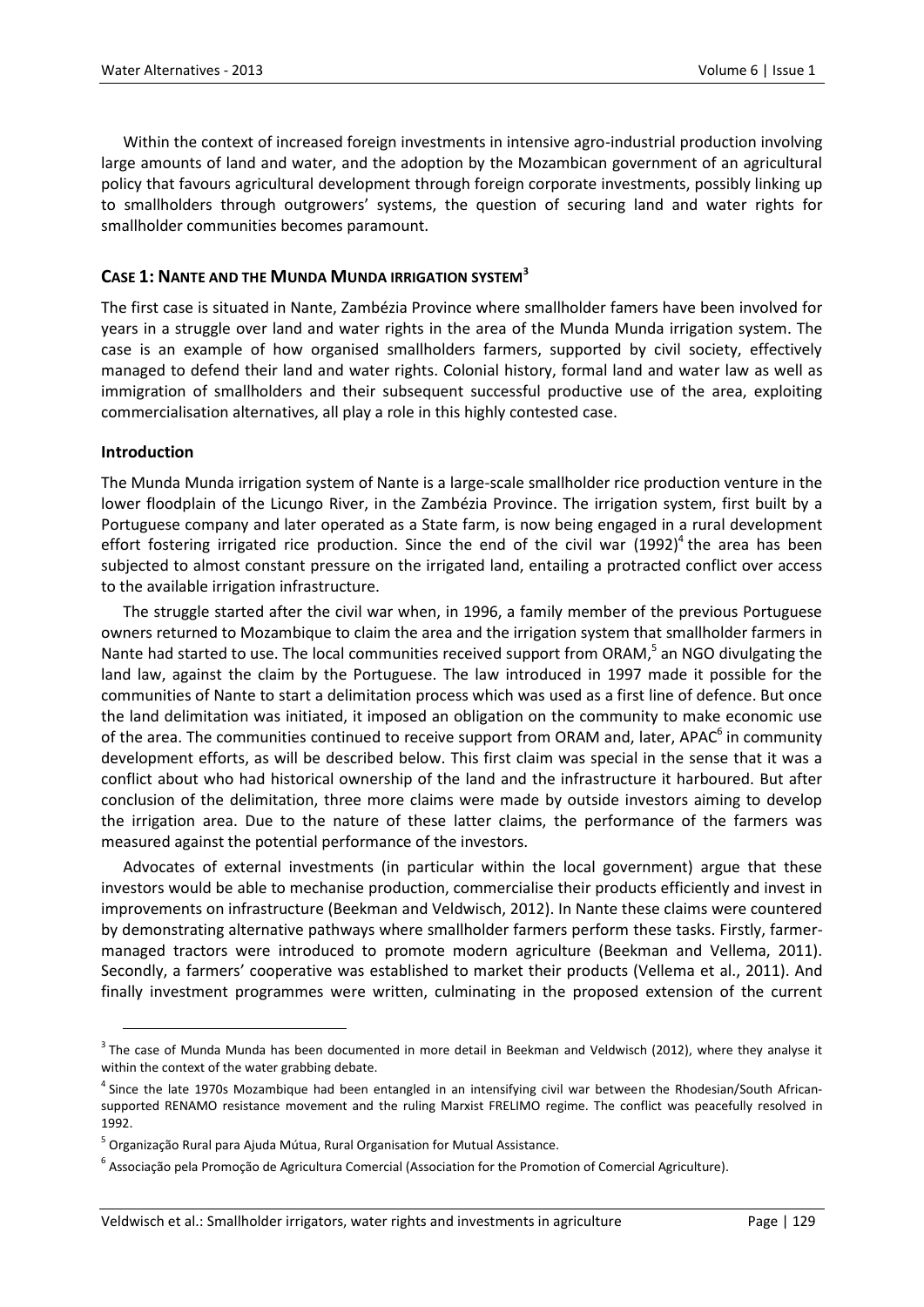Within the context of increased foreign investments in intensive agro-industrial production involving large amounts of land and water, and the adoption by the Mozambican government of an agricultural policy that favours agricultural development through foreign corporate investments, possibly linking up to smallholders through outgrowers' systems, the question of securing land and water rights for smallholder communities becomes paramount.

## CASE 1: NANTE AND THE MUNDA MUNDA IRRIGATION SYSTEM[3]

The first case is situated in Nante, Zambézia Province where smallholder famers have been involved for years in a struggle over land and water rights in the area of the Munda Munda irrigation system. The case is an example of how organised smallholders farmers, supported by civil society, effectively managed to defend their land and water rights. Colonial history, formal land and water law as well as immigration of smallholders and their subsequent successful productive use of the area, exploiting commercialisation alternatives, all play a role in this highly contested case.

### Introduction

The Munda Munda irrigation system of Nante is a large-scale smallholder rice production venture in the lower floodplain of the Licungo River, in the Zambézia Province. The irrigation system, first built by a Portuguese company and later operated as a State farm, is now being engaged in a rural development effort fostering irrigated rice production. Since the end of the civil war (1992)[4] the area has been subjected to almost constant pressure on the irrigated land, entailing a protracted conflict over access to the available irrigation infrastructure.

The struggle started after the civil war when, in 1996, a family member of the previous Portuguese owners returned to Mozambique to claim the area and the irrigation system that smallholder farmers in Nante had started to use. The local communities received support from ORAM,[5] an NGO divulgating the land law, against the claim by the Portuguese. The law introduced in 1997 made it possible for the communities of Nante to start a delimitation process which was used as a first line of defence. But once the land delimitation was initiated, it imposed an obligation on the community to make economic use of the area. The communities continued to receive support from ORAM and, later, APAC[6] in community development efforts, as will be described below. This first claim was special in the sense that it was a conflict about who had historical ownership of the land and the infrastructure it harboured. But after conclusion of the delimitation, three more claims were made by outside investors aiming to develop the irrigation area. Due to the nature of these latter claims, the performance of the farmers was measured against the potential performance of the investors.

Advocates of external investments (in particular within the local government) argue that these investors would be able to mechanise production, commercialise their products efficiently and invest in improvements on infrastructure (Beekman and Veldwisch, 2012). In Nante these claims were countered by demonstrating alternative pathways where smallholder farmers perform these tasks. Firstly, farmer-managed tractors were introduced to promote modern agriculture (Beekman and Vellema, 2011). Secondly, a farmers' cooperative was established to market their products (Vellema et al., 2011). And finally investment programmes were written, culminating in the proposed extension of the current

---

[3] The case of Munda Munda has been documented in more detail in Beekman and Veldwisch (2012), where they analyse it within the context of the water grabbing debate.

[4] Since the late 1970s Mozambique had been entangled in an intensifying civil war between the Rhodesian/South African-supported RENAMO resistance movement and the ruling Marxist FRELIMO regime. The conflict was peacefully resolved in 1992.

[5] Organização Rural para Ajuda Mútua, Rural Organisation for Mutual Assistance.

[6] Associação pela Promoção de Agricultura Comercial (Association for the Promotion of Comercial Agriculture).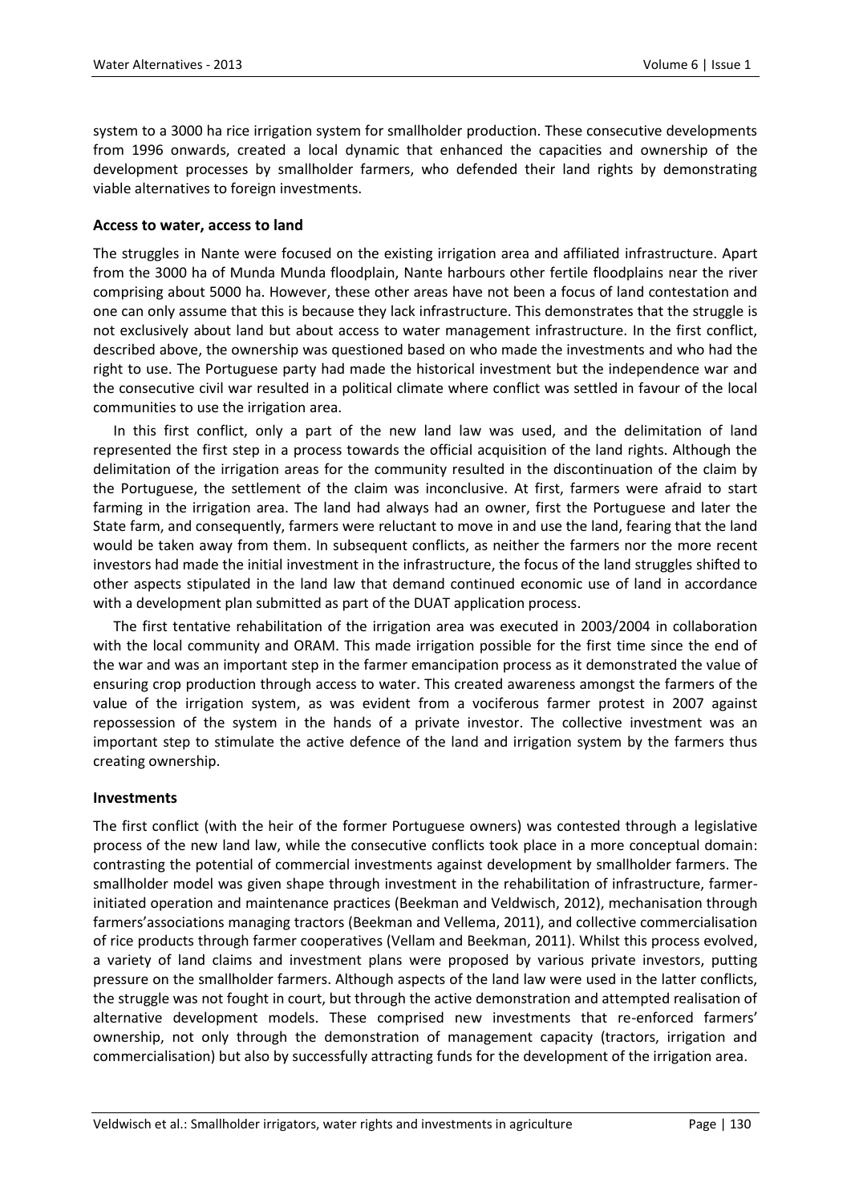system to a 3000 ha rice irrigation system for smallholder production. These consecutive developments from 1996 onwards, created a local dynamic that enhanced the capacities and ownership of the development processes by smallholder farmers, who defended their land rights by demonstrating viable alternatives to foreign investments.

### Access to water, access to land

The struggles in Nante were focused on the existing irrigation area and affiliated infrastructure. Apart from the 3000 ha of Munda Munda floodplain, Nante harbours other fertile floodplains near the river comprising about 5000 ha. However, these other areas have not been a focus of land contestation and one can only assume that this is because they lack infrastructure. This demonstrates that the struggle is not exclusively about land but about access to water management infrastructure. In the first conflict, described above, the ownership was questioned based on who made the investments and who had the right to use. The Portuguese party had made the historical investment but the independence war and the consecutive civil war resulted in a political climate where conflict was settled in favour of the local communities to use the irrigation area.

In this first conflict, only a part of the new land law was used, and the delimitation of land represented the first step in a process towards the official acquisition of the land rights. Although the delimitation of the irrigation areas for the community resulted in the discontinuation of the claim by the Portuguese, the settlement of the claim was inconclusive. At first, farmers were afraid to start farming in the irrigation area. The land had always had an owner, first the Portuguese and later the State farm, and consequently, farmers were reluctant to move in and use the land, fearing that the land would be taken away from them. In subsequent conflicts, as neither the farmers nor the more recent investors had made the initial investment in the infrastructure, the focus of the land struggles shifted to other aspects stipulated in the land law that demand continued economic use of land in accordance with a development plan submitted as part of the DUAT application process.

The first tentative rehabilitation of the irrigation area was executed in 2003/2004 in collaboration with the local community and ORAM. This made irrigation possible for the first time since the end of the war and was an important step in the farmer emancipation process as it demonstrated the value of ensuring crop production through access to water. This created awareness amongst the farmers of the value of the irrigation system, as was evident from a vociferous farmer protest in 2007 against repossession of the system in the hands of a private investor. The collective investment was an important step to stimulate the active defence of the land and irrigation system by the farmers thus creating ownership.

### Investments

The first conflict (with the heir of the former Portuguese owners) was contested through a legislative process of the new land law, while the consecutive conflicts took place in a more conceptual domain: contrasting the potential of commercial investments against development by smallholder farmers. The smallholder model was given shape through investment in the rehabilitation of infrastructure, farmer-initiated operation and maintenance practices (Beekman and Veldwisch, 2012), mechanisation through farmers'associations managing tractors (Beekman and Vellema, 2011), and collective commercialisation of rice products through farmer cooperatives (Vellam and Beekman, 2011). Whilst this process evolved, a variety of land claims and investment plans were proposed by various private investors, putting pressure on the smallholder farmers. Although aspects of the land law were used in the latter conflicts, the struggle was not fought in court, but through the active demonstration and attempted realisation of alternative development models. These comprised new investments that re-enforced farmers' ownership, not only through the demonstration of management capacity (tractors, irrigation and commercialisation) but also by successfully attracting funds for the development of the irrigation area.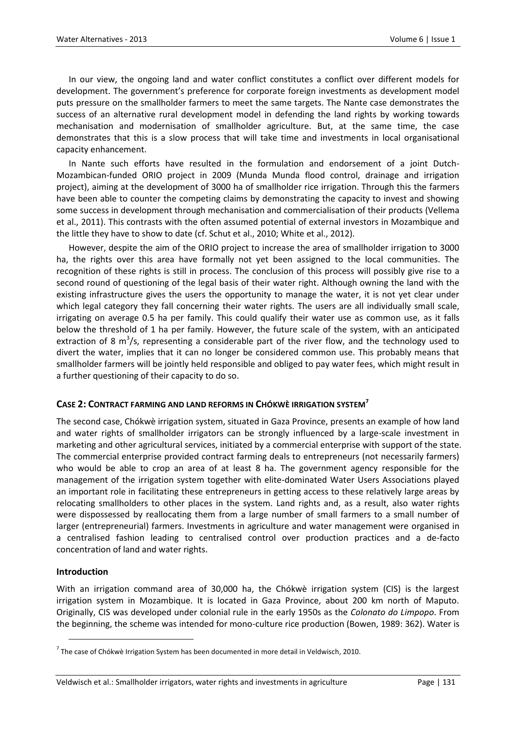In our view, the ongoing land and water conflict constitutes a conflict over different models for development. The government's preference for corporate foreign investments as development model puts pressure on the smallholder farmers to meet the same targets. The Nante case demonstrates the success of an alternative rural development model in defending the land rights by working towards mechanisation and modernisation of smallholder agriculture. But, at the same time, the case demonstrates that this is a slow process that will take time and investments in local organisational capacity enhancement.

In Nante such efforts have resulted in the formulation and endorsement of a joint Dutch-Mozambican-funded ORIO project in 2009 (Munda Munda flood control, drainage and irrigation project), aiming at the development of 3000 ha of smallholder rice irrigation. Through this the farmers have been able to counter the competing claims by demonstrating the capacity to invest and showing some success in development through mechanisation and commercialisation of their products (Vellema et al., 2011). This contrasts with the often assumed potential of external investors in Mozambique and the little they have to show to date (cf. Schut et al., 2010; White et al., 2012).

However, despite the aim of the ORIO project to increase the area of smallholder irrigation to 3000 ha, the rights over this area have formally not yet been assigned to the local communities. The recognition of these rights is still in process. The conclusion of this process will possibly give rise to a second round of questioning of the legal basis of their water right. Although owning the land with the existing infrastructure gives the users the opportunity to manage the water, it is not yet clear under which legal category they fall concerning their water rights. The users are all individually small scale, irrigating on average 0.5 ha per family. This could qualify their water use as common use, as it falls below the threshold of 1 ha per family. However, the future scale of the system, with an anticipated extraction of 8 $m^3$/s, representing a considerable part of the river flow, and the technology used to divert the water, implies that it can no longer be considered common use. This probably means that smallholder farmers will be jointly held responsible and obliged to pay water fees, which might result in a further questioning of their capacity to do so.

## Case 2: Contract farming and land reforms in Chókwè irrigation system[7]

The second case, Chókwè irrigation system, situated in Gaza Province, presents an example of how land and water rights of smallholder irrigators can be strongly influenced by a large-scale investment in marketing and other agricultural services, initiated by a commercial enterprise with support of the state. The commercial enterprise provided contract farming deals to entrepreneurs (not necessarily farmers) who would be able to crop an area of at least 8 ha. The government agency responsible for the management of the irrigation system together with elite-dominated Water Users Associations played an important role in facilitating these entrepreneurs in getting access to these relatively large areas by relocating smallholders to other places in the system. Land rights and, as a result, also water rights were dispossessed by reallocating them from a large number of small farmers to a small number of larger (entrepreneurial) farmers. Investments in agriculture and water management were organised in a centralised fashion leading to centralised control over production practices and a de-facto concentration of land and water rights.

### Introduction

With an irrigation command area of 30,000 ha, the Chókwè irrigation system (CIS) is the largest irrigation system in Mozambique. It is located in Gaza Province, about 200 km north of Maputo. Originally, CIS was developed under colonial rule in the early 1950s as the *Colonato do Limpopo*. From the beginning, the scheme was intended for mono-culture rice production (Bowen, 1989: 362). Water is

[7] The case of Chókwè Irrigation System has been documented in more detail in Veldwisch, 2010.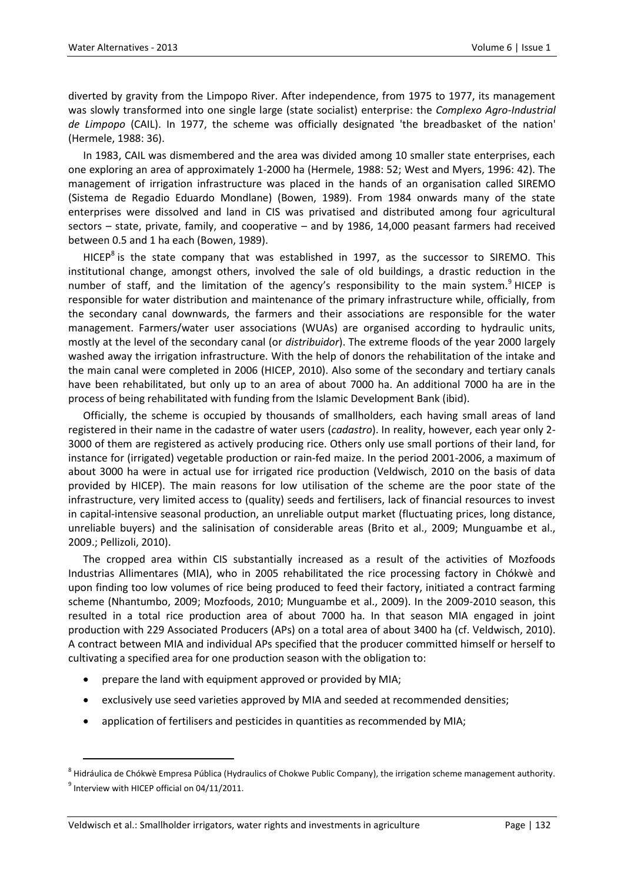diverted by gravity from the Limpopo River. After independence, from 1975 to 1977, its management was slowly transformed into one single large (state socialist) enterprise: the *Complexo Agro-Industrial de Limpopo* (CAIL). In 1977, the scheme was officially designated 'the breadbasket of the nation' (Hermele, 1988: 36).

In 1983, CAIL was dismembered and the area was divided among 10 smaller state enterprises, each one exploring an area of approximately 1-2000 ha (Hermele, 1988: 52; West and Myers, 1996: 42). The management of irrigation infrastructure was placed in the hands of an organisation called SIREMO (Sistema de Regadio Eduardo Mondlane) (Bowen, 1989). From 1984 onwards many of the state enterprises were dissolved and land in CIS was privatised and distributed among four agricultural sectors – state, private, family, and cooperative – and by 1986, 14,000 peasant farmers had received between 0.5 and 1 ha each (Bowen, 1989).

HICEP[8] is the state company that was established in 1997, as the successor to SIREMO. This institutional change, amongst others, involved the sale of old buildings, a drastic reduction in the number of staff, and the limitation of the agency's responsibility to the main system.[9] HICEP is responsible for water distribution and maintenance of the primary infrastructure while, officially, from the secondary canal downwards, the farmers and their associations are responsible for the water management. Farmers/water user associations (WUAs) are organised according to hydraulic units, mostly at the level of the secondary canal (or *distribuidor*). The extreme floods of the year 2000 largely washed away the irrigation infrastructure. With the help of donors the rehabilitation of the intake and the main canal were completed in 2006 (HICEP, 2010). Also some of the secondary and tertiary canals have been rehabilitated, but only up to an area of about 7000 ha. An additional 7000 ha are in the process of being rehabilitated with funding from the Islamic Development Bank (ibid).

Officially, the scheme is occupied by thousands of smallholders, each having small areas of land registered in their name in the cadastre of water users (*cadastro*). In reality, however, each year only 2-3000 of them are registered as actively producing rice. Others only use small portions of their land, for instance for (irrigated) vegetable production or rain-fed maize. In the period 2001-2006, a maximum of about 3000 ha were in actual use for irrigated rice production (Veldwisch, 2010 on the basis of data provided by HICEP). The main reasons for low utilisation of the scheme are the poor state of the infrastructure, very limited access to (quality) seeds and fertilisers, lack of financial resources to invest in capital-intensive seasonal production, an unreliable output market (fluctuating prices, long distance, unreliable buyers) and the salinisation of considerable areas (Brito et al., 2009; Munguambe et al., 2009.; Pellizoli, 2010).

The cropped area within CIS substantially increased as a result of the activities of Mozfoods Industrias Allimentares (MIA), who in 2005 rehabilitated the rice processing factory in Chókwè and upon finding too low volumes of rice being produced to feed their factory, initiated a contract farming scheme (Nhantumbo, 2009; Mozfoods, 2010; Munguambe et al., 2009). In the 2009-2010 season, this resulted in a total rice production area of about 7000 ha. In that season MIA engaged in joint production with 229 Associated Producers (APs) on a total area of about 3400 ha (cf. Veldwisch, 2010). A contract between MIA and individual APs specified that the producer committed himself or herself to cultivating a specified area for one production season with the obligation to:

- prepare the land with equipment approved or provided by MIA;
- exclusively use seed varieties approved by MIA and seeded at recommended densities;
- application of fertilisers and pesticides in quantities as recommended by MIA;

---

[8] Hidráulica de Chókwè Empresa Pública (Hydraulics of Chokwe Public Company), the irrigation scheme management authority.

[9] Interview with HICEP official on 04/11/2011.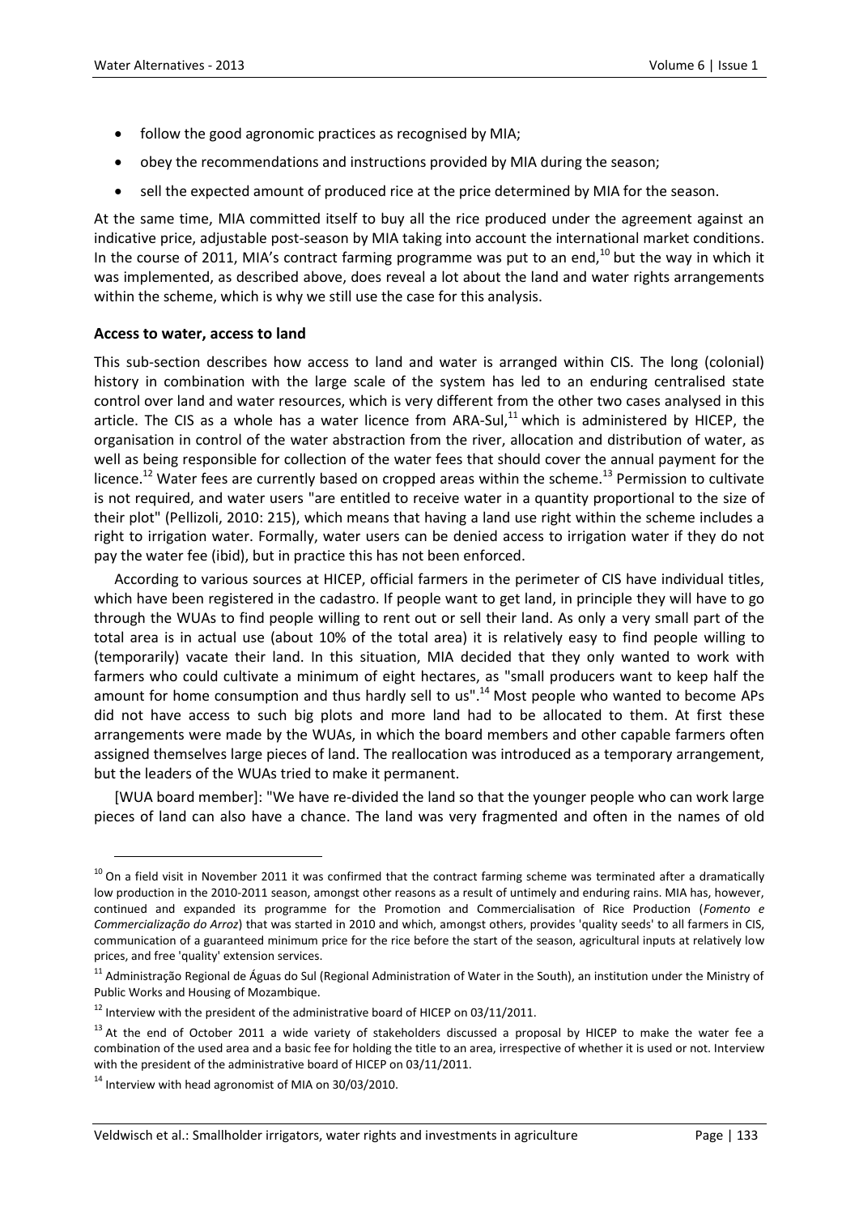- follow the good agronomic practices as recognised by MIA;
- obey the recommendations and instructions provided by MIA during the season;
- sell the expected amount of produced rice at the price determined by MIA for the season.

At the same time, MIA committed itself to buy all the rice produced under the agreement against an indicative price, adjustable post-season by MIA taking into account the international market conditions. In the course of 2011, MIA's contract farming programme was put to an end,[10] but the way in which it was implemented, as described above, does reveal a lot about the land and water rights arrangements within the scheme, which is why we still use the case for this analysis.

### Access to water, access to land

This sub-section describes how access to land and water is arranged within CIS. The long (colonial) history in combination with the large scale of the system has led to an enduring centralised state control over land and water resources, which is very different from the other two cases analysed in this article. The CIS as a whole has a water licence from ARA-Sul,[11] which is administered by HICEP, the organisation in control of the water abstraction from the river, allocation and distribution of water, as well as being responsible for collection of the water fees that should cover the annual payment for the licence.[12] Water fees are currently based on cropped areas within the scheme.[13] Permission to cultivate is not required, and water users "are entitled to receive water in a quantity proportional to the size of their plot" (Pellizoli, 2010: 215), which means that having a land use right within the scheme includes a right to irrigation water. Formally, water users can be denied access to irrigation water if they do not pay the water fee (ibid), but in practice this has not been enforced.

According to various sources at HICEP, official farmers in the perimeter of CIS have individual titles, which have been registered in the cadastro. If people want to get land, in principle they will have to go through the WUAs to find people willing to rent out or sell their land. As only a very small part of the total area is in actual use (about 10% of the total area) it is relatively easy to find people willing to (temporarily) vacate their land. In this situation, MIA decided that they only wanted to work with farmers who could cultivate a minimum of eight hectares, as "small producers want to keep half the amount for home consumption and thus hardly sell to us".[14] Most people who wanted to become APs did not have access to such big plots and more land had to be allocated to them. At first these arrangements were made by the WUAs, in which the board members and other capable farmers often assigned themselves large pieces of land. The reallocation was introduced as a temporary arrangement, but the leaders of the WUAs tried to make it permanent.

[WUA board member]: "We have re-divided the land so that the younger people who can work large pieces of land can also have a chance. The land was very fragmented and often in the names of old

---

[10] On a field visit in November 2011 it was confirmed that the contract farming scheme was terminated after a dramatically low production in the 2010-2011 season, amongst other reasons as a result of untimely and enduring rains. MIA has, however, continued and expanded its programme for the Promotion and Commercialisation of Rice Production (*Fomento e Commercialização do Arroz*) that was started in 2010 and which, amongst others, provides 'quality seeds' to all farmers in CIS, communication of a guaranteed minimum price for the rice before the start of the season, agricultural inputs at relatively low prices, and free 'quality' extension services.

[11] Administração Regional de Águas do Sul (Regional Administration of Water in the South), an institution under the Ministry of Public Works and Housing of Mozambique.

[12] Interview with the president of the administrative board of HICEP on 03/11/2011.

[13] At the end of October 2011 a wide variety of stakeholders discussed a proposal by HICEP to make the water fee a combination of the used area and a basic fee for holding the title to an area, irrespective of whether it is used or not. Interview with the president of the administrative board of HICEP on 03/11/2011.

[14] Interview with head agronomist of MIA on 30/03/2010.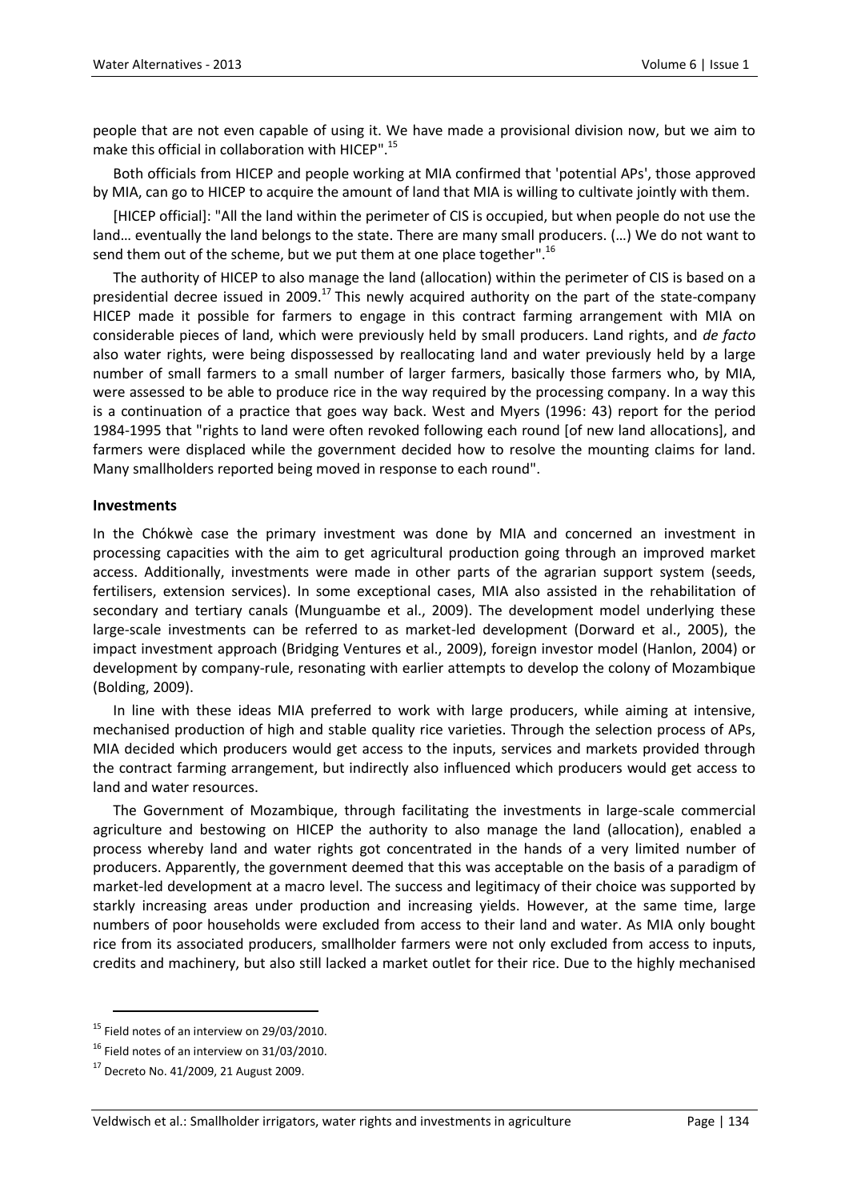people that are not even capable of using it. We have made a provisional division now, but we aim to make this official in collaboration with HICEP".[15]

Both officials from HICEP and people working at MIA confirmed that 'potential APs', those approved by MIA, can go to HICEP to acquire the amount of land that MIA is willing to cultivate jointly with them.

[HICEP official]: "All the land within the perimeter of CIS is occupied, but when people do not use the land… eventually the land belongs to the state. There are many small producers. (…) We do not want to send them out of the scheme, but we put them at one place together".[16]

The authority of HICEP to also manage the land (allocation) within the perimeter of CIS is based on a presidential decree issued in 2009.[17] This newly acquired authority on the part of the state-company HICEP made it possible for farmers to engage in this contract farming arrangement with MIA on considerable pieces of land, which were previously held by small producers. Land rights, and *de facto* also water rights, were being dispossessed by reallocating land and water previously held by a large number of small farmers to a small number of larger farmers, basically those farmers who, by MIA, were assessed to be able to produce rice in the way required by the processing company. In a way this is a continuation of a practice that goes way back. West and Myers (1996: 43) report for the period 1984-1995 that "rights to land were often revoked following each round [of new land allocations], and farmers were displaced while the government decided how to resolve the mounting claims for land. Many smallholders reported being moved in response to each round".

**Investments**

In the Chókwè case the primary investment was done by MIA and concerned an investment in processing capacities with the aim to get agricultural production going through an improved market access. Additionally, investments were made in other parts of the agrarian support system (seeds, fertilisers, extension services). In some exceptional cases, MIA also assisted in the rehabilitation of secondary and tertiary canals (Munguambe et al., 2009). The development model underlying these large-scale investments can be referred to as market-led development (Dorward et al., 2005), the impact investment approach (Bridging Ventures et al., 2009), foreign investor model (Hanlon, 2004) or development by company-rule, resonating with earlier attempts to develop the colony of Mozambique (Bolding, 2009).

In line with these ideas MIA preferred to work with large producers, while aiming at intensive, mechanised production of high and stable quality rice varieties. Through the selection process of APs, MIA decided which producers would get access to the inputs, services and markets provided through the contract farming arrangement, but indirectly also influenced which producers would get access to land and water resources.

The Government of Mozambique, through facilitating the investments in large-scale commercial agriculture and bestowing on HICEP the authority to also manage the land (allocation), enabled a process whereby land and water rights got concentrated in the hands of a very limited number of producers. Apparently, the government deemed that this was acceptable on the basis of a paradigm of market-led development at a macro level. The success and legitimacy of their choice was supported by starkly increasing areas under production and increasing yields. However, at the same time, large numbers of poor households were excluded from access to their land and water. As MIA only bought rice from its associated producers, smallholder farmers were not only excluded from access to inputs, credits and machinery, but also still lacked a market outlet for their rice. Due to the highly mechanised

---

[15] Field notes of an interview on 29/03/2010.

[16] Field notes of an interview on 31/03/2010.

[17] Decreto No. 41/2009, 21 August 2009.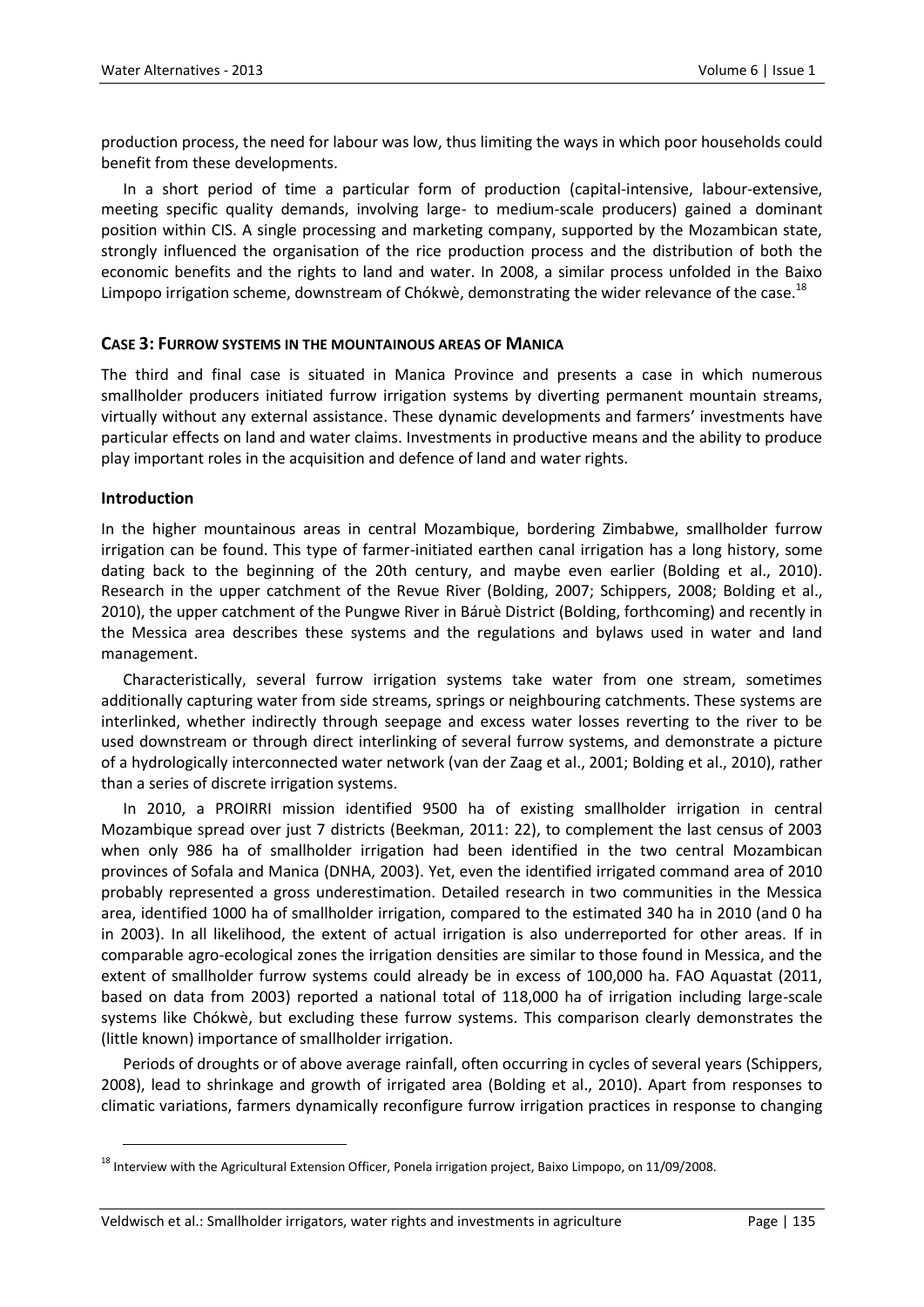production process, the need for labour was low, thus limiting the ways in which poor households could benefit from these developments.

In a short period of time a particular form of production (capital-intensive, labour-extensive, meeting specific quality demands, involving large- to medium-scale producers) gained a dominant position within CIS. A single processing and marketing company, supported by the Mozambican state, strongly influenced the organisation of the rice production process and the distribution of both the economic benefits and the rights to land and water. In 2008, a similar process unfolded in the Baixo Limpopo irrigation scheme, downstream of Chókwè, demonstrating the wider relevance of the case.[18]

## CASE 3: FURROW SYSTEMS IN THE MOUNTAINOUS AREAS OF MANICA

The third and final case is situated in Manica Province and presents a case in which numerous smallholder producers initiated furrow irrigation systems by diverting permanent mountain streams, virtually without any external assistance. These dynamic developments and farmers' investments have particular effects on land and water claims. Investments in productive means and the ability to produce play important roles in the acquisition and defence of land and water rights.

### Introduction

In the higher mountainous areas in central Mozambique, bordering Zimbabwe, smallholder furrow irrigation can be found. This type of farmer-initiated earthen canal irrigation has a long history, some dating back to the beginning of the 20th century, and maybe even earlier (Bolding et al., 2010). Research in the upper catchment of the Revue River (Bolding, 2007; Schippers, 2008; Bolding et al., 2010), the upper catchment of the Pungwe River in Báruè District (Bolding, forthcoming) and recently in the Messica area describes these systems and the regulations and bylaws used in water and land management.

Characteristically, several furrow irrigation systems take water from one stream, sometimes additionally capturing water from side streams, springs or neighbouring catchments. These systems are interlinked, whether indirectly through seepage and excess water losses reverting to the river to be used downstream or through direct interlinking of several furrow systems, and demonstrate a picture of a hydrologically interconnected water network (van der Zaag et al., 2001; Bolding et al., 2010), rather than a series of discrete irrigation systems.

In 2010, a PROIRRI mission identified 9500 ha of existing smallholder irrigation in central Mozambique spread over just 7 districts (Beekman, 2011: 22), to complement the last census of 2003 when only 986 ha of smallholder irrigation had been identified in the two central Mozambican provinces of Sofala and Manica (DNHA, 2003). Yet, even the identified irrigated command area of 2010 probably represented a gross underestimation. Detailed research in two communities in the Messica area, identified 1000 ha of smallholder irrigation, compared to the estimated 340 ha in 2010 (and 0 ha in 2003). In all likelihood, the extent of actual irrigation is also underreported for other areas. If in comparable agro-ecological zones the irrigation densities are similar to those found in Messica, and the extent of smallholder furrow systems could already be in excess of 100,000 ha. FAO Aquastat (2011, based on data from 2003) reported a national total of 118,000 ha of irrigation including large-scale systems like Chókwè, but excluding these furrow systems. This comparison clearly demonstrates the (little known) importance of smallholder irrigation.

Periods of droughts or of above average rainfall, often occurring in cycles of several years (Schippers, 2008), lead to shrinkage and growth of irrigated area (Bolding et al., 2010). Apart from responses to climatic variations, farmers dynamically reconfigure furrow irrigation practices in response to changing

[18] Interview with the Agricultural Extension Officer, Ponela irrigation project, Baixo Limpopo, on 11/09/2008.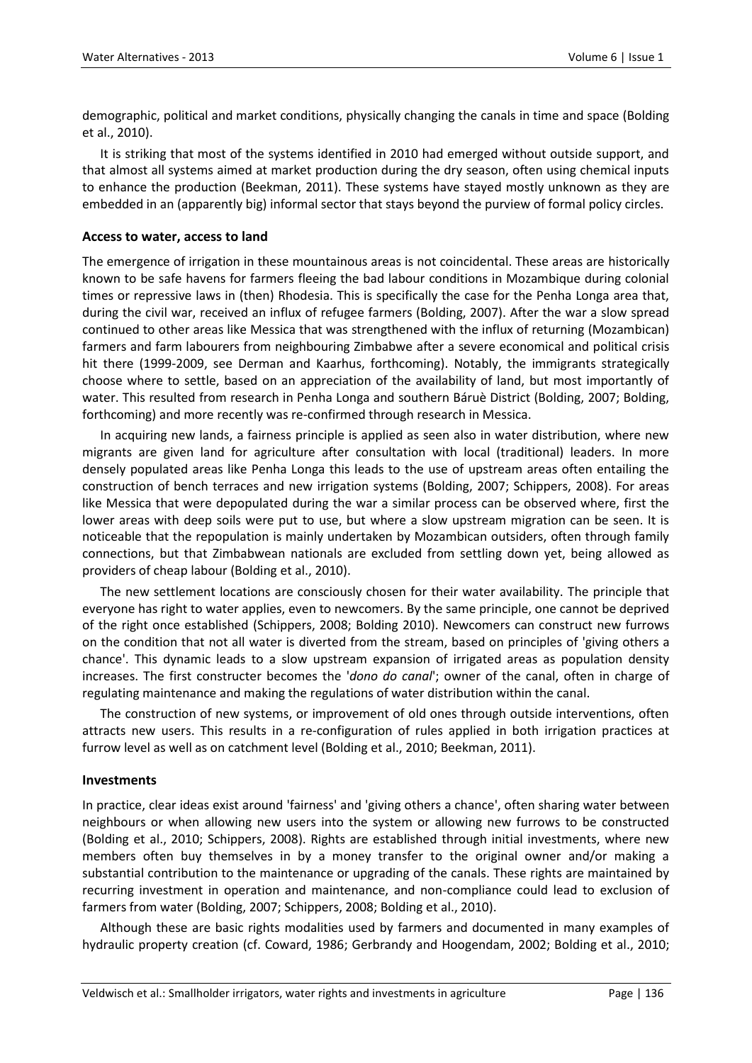demographic, political and market conditions, physically changing the canals in time and space (Bolding et al., 2010).

It is striking that most of the systems identified in 2010 had emerged without outside support, and that almost all systems aimed at market production during the dry season, often using chemical inputs to enhance the production (Beekman, 2011). These systems have stayed mostly unknown as they are embedded in an (apparently big) informal sector that stays beyond the purview of formal policy circles.

### Access to water, access to land

The emergence of irrigation in these mountainous areas is not coincidental. These areas are historically known to be safe havens for farmers fleeing the bad labour conditions in Mozambique during colonial times or repressive laws in (then) Rhodesia. This is specifically the case for the Penha Longa area that, during the civil war, received an influx of refugee farmers (Bolding, 2007). After the war a slow spread continued to other areas like Messica that was strengthened with the influx of returning (Mozambican) farmers and farm labourers from neighbouring Zimbabwe after a severe economical and political crisis hit there (1999-2009, see Derman and Kaarhus, forthcoming). Notably, the immigrants strategically choose where to settle, based on an appreciation of the availability of land, but most importantly of water. This resulted from research in Penha Longa and southern Báruè District (Bolding, 2007; Bolding, forthcoming) and more recently was re-confirmed through research in Messica.

In acquiring new lands, a fairness principle is applied as seen also in water distribution, where new migrants are given land for agriculture after consultation with local (traditional) leaders. In more densely populated areas like Penha Longa this leads to the use of upstream areas often entailing the construction of bench terraces and new irrigation systems (Bolding, 2007; Schippers, 2008). For areas like Messica that were depopulated during the war a similar process can be observed where, first the lower areas with deep soils were put to use, but where a slow upstream migration can be seen. It is noticeable that the repopulation is mainly undertaken by Mozambican outsiders, often through family connections, but that Zimbabwean nationals are excluded from settling down yet, being allowed as providers of cheap labour (Bolding et al., 2010).

The new settlement locations are consciously chosen for their water availability. The principle that everyone has right to water applies, even to newcomers. By the same principle, one cannot be deprived of the right once established (Schippers, 2008; Bolding 2010). Newcomers can construct new furrows on the condition that not all water is diverted from the stream, based on principles of 'giving others a chance'. This dynamic leads to a slow upstream expansion of irrigated areas as population density increases. The first constructer becomes the '*dono do canal*'; owner of the canal, often in charge of regulating maintenance and making the regulations of water distribution within the canal.

The construction of new systems, or improvement of old ones through outside interventions, often attracts new users. This results in a re-configuration of rules applied in both irrigation practices at furrow level as well as on catchment level (Bolding et al., 2010; Beekman, 2011).

### Investments

In practice, clear ideas exist around 'fairness' and 'giving others a chance', often sharing water between neighbours or when allowing new users into the system or allowing new furrows to be constructed (Bolding et al., 2010; Schippers, 2008). Rights are established through initial investments, where new members often buy themselves in by a money transfer to the original owner and/or making a substantial contribution to the maintenance or upgrading of the canals. These rights are maintained by recurring investment in operation and maintenance, and non-compliance could lead to exclusion of farmers from water (Bolding, 2007; Schippers, 2008; Bolding et al., 2010).

Although these are basic rights modalities used by farmers and documented in many examples of hydraulic property creation (cf. Coward, 1986; Gerbrandy and Hoogendam, 2002; Bolding et al., 2010;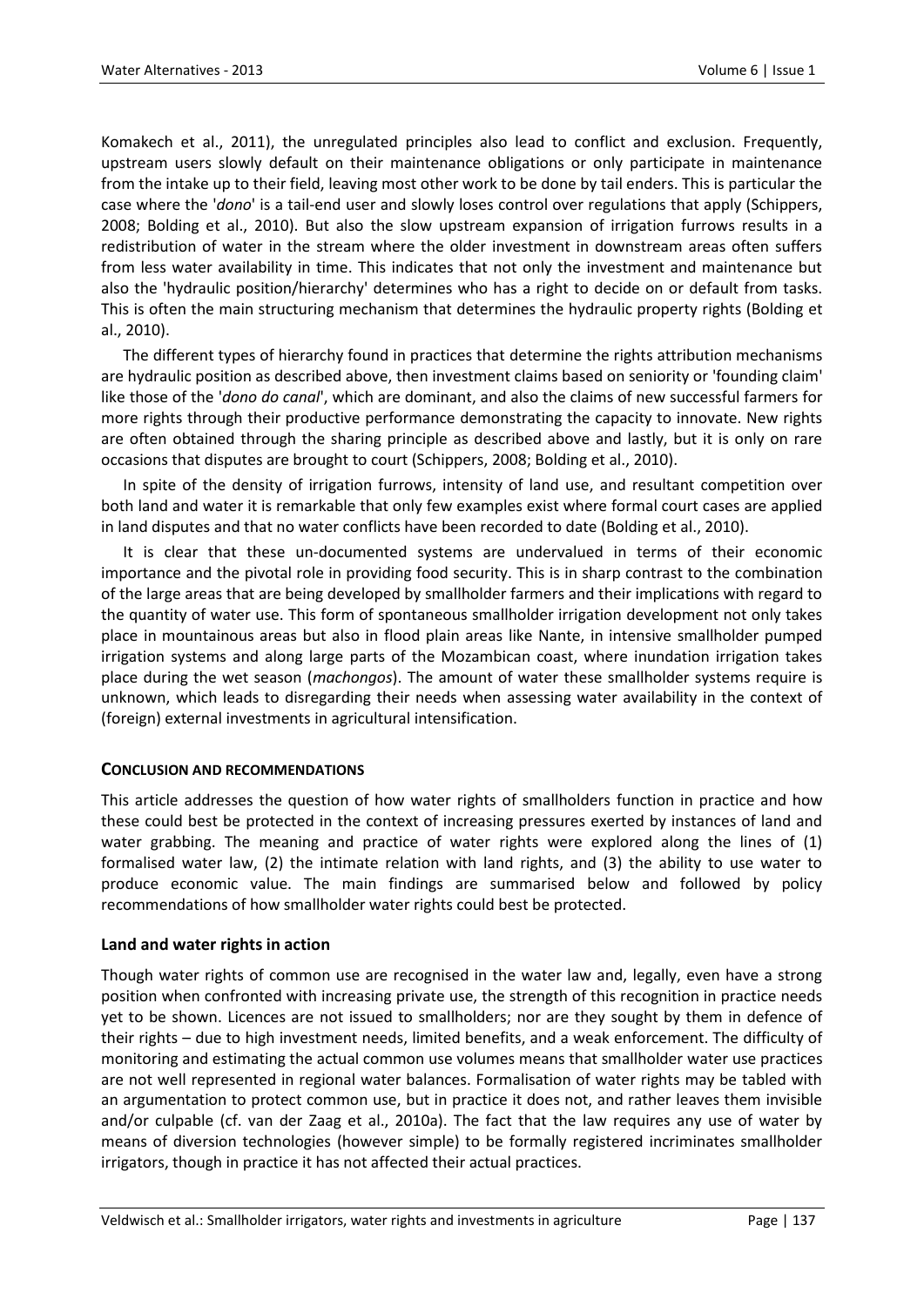Komakech et al., 2011), the unregulated principles also lead to conflict and exclusion. Frequently, upstream users slowly default on their maintenance obligations or only participate in maintenance from the intake up to their field, leaving most other work to be done by tail enders. This is particular the case where the '*dono*' is a tail-end user and slowly loses control over regulations that apply (Schippers, 2008; Bolding et al., 2010). But also the slow upstream expansion of irrigation furrows results in a redistribution of water in the stream where the older investment in downstream areas often suffers from less water availability in time. This indicates that not only the investment and maintenance but also the 'hydraulic position/hierarchy' determines who has a right to decide on or default from tasks. This is often the main structuring mechanism that determines the hydraulic property rights (Bolding et al., 2010).

The different types of hierarchy found in practices that determine the rights attribution mechanisms are hydraulic position as described above, then investment claims based on seniority or 'founding claim' like those of the '*dono do canal*', which are dominant, and also the claims of new successful farmers for more rights through their productive performance demonstrating the capacity to innovate. New rights are often obtained through the sharing principle as described above and lastly, but it is only on rare occasions that disputes are brought to court (Schippers, 2008; Bolding et al., 2010).

In spite of the density of irrigation furrows, intensity of land use, and resultant competition over both land and water it is remarkable that only few examples exist where formal court cases are applied in land disputes and that no water conflicts have been recorded to date (Bolding et al., 2010).

It is clear that these un-documented systems are undervalued in terms of their economic importance and the pivotal role in providing food security. This is in sharp contrast to the combination of the large areas that are being developed by smallholder farmers and their implications with regard to the quantity of water use. This form of spontaneous smallholder irrigation development not only takes place in mountainous areas but also in flood plain areas like Nante, in intensive smallholder pumped irrigation systems and along large parts of the Mozambican coast, where inundation irrigation takes place during the wet season (*machongos*). The amount of water these smallholder systems require is unknown, which leads to disregarding their needs when assessing water availability in the context of (foreign) external investments in agricultural intensification.

## CONCLUSION AND RECOMMENDATIONS

This article addresses the question of how water rights of smallholders function in practice and how these could best be protected in the context of increasing pressures exerted by instances of land and water grabbing. The meaning and practice of water rights were explored along the lines of (1) formalised water law, (2) the intimate relation with land rights, and (3) the ability to use water to produce economic value. The main findings are summarised below and followed by policy recommendations of how smallholder water rights could best be protected.

### Land and water rights in action

Though water rights of common use are recognised in the water law and, legally, even have a strong position when confronted with increasing private use, the strength of this recognition in practice needs yet to be shown. Licences are not issued to smallholders; nor are they sought by them in defence of their rights – due to high investment needs, limited benefits, and a weak enforcement. The difficulty of monitoring and estimating the actual common use volumes means that smallholder water use practices are not well represented in regional water balances. Formalisation of water rights may be tabled with an argumentation to protect common use, but in practice it does not, and rather leaves them invisible and/or culpable (cf. van der Zaag et al., 2010a). The fact that the law requires any use of water by means of diversion technologies (however simple) to be formally registered incriminates smallholder irrigators, though in practice it has not affected their actual practices.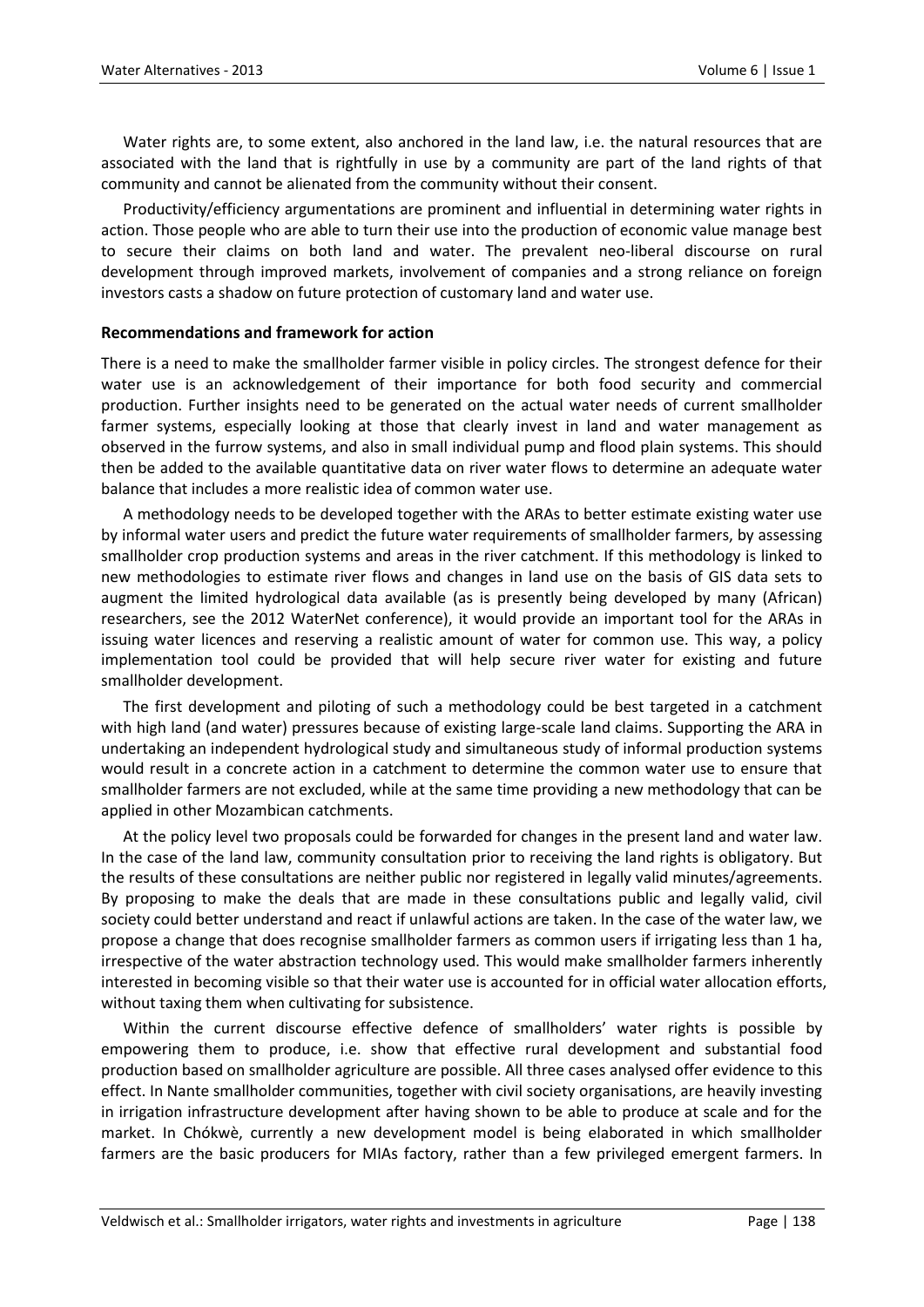Water rights are, to some extent, also anchored in the land law, i.e. the natural resources that are associated with the land that is rightfully in use by a community are part of the land rights of that community and cannot be alienated from the community without their consent.

Productivity/efficiency argumentations are prominent and influential in determining water rights in action. Those people who are able to turn their use into the production of economic value manage best to secure their claims on both land and water. The prevalent neo-liberal discourse on rural development through improved markets, involvement of companies and a strong reliance on foreign investors casts a shadow on future protection of customary land and water use.

**Recommendations and framework for action**

There is a need to make the smallholder farmer visible in policy circles. The strongest defence for their water use is an acknowledgement of their importance for both food security and commercial production. Further insights need to be generated on the actual water needs of current smallholder farmer systems, especially looking at those that clearly invest in land and water management as observed in the furrow systems, and also in small individual pump and flood plain systems. This should then be added to the available quantitative data on river water flows to determine an adequate water balance that includes a more realistic idea of common water use.

A methodology needs to be developed together with the ARAs to better estimate existing water use by informal water users and predict the future water requirements of smallholder farmers, by assessing smallholder crop production systems and areas in the river catchment. If this methodology is linked to new methodologies to estimate river flows and changes in land use on the basis of GIS data sets to augment the limited hydrological data available (as is presently being developed by many (African) researchers, see the 2012 WaterNet conference), it would provide an important tool for the ARAs in issuing water licences and reserving a realistic amount of water for common use. This way, a policy implementation tool could be provided that will help secure river water for existing and future smallholder development.

The first development and piloting of such a methodology could be best targeted in a catchment with high land (and water) pressures because of existing large-scale land claims. Supporting the ARA in undertaking an independent hydrological study and simultaneous study of informal production systems would result in a concrete action in a catchment to determine the common water use to ensure that smallholder farmers are not excluded, while at the same time providing a new methodology that can be applied in other Mozambican catchments.

At the policy level two proposals could be forwarded for changes in the present land and water law. In the case of the land law, community consultation prior to receiving the land rights is obligatory. But the results of these consultations are neither public nor registered in legally valid minutes/agreements. By proposing to make the deals that are made in these consultations public and legally valid, civil society could better understand and react if unlawful actions are taken. In the case of the water law, we propose a change that does recognise smallholder farmers as common users if irrigating less than 1 ha, irrespective of the water abstraction technology used. This would make smallholder farmers inherently interested in becoming visible so that their water use is accounted for in official water allocation efforts, without taxing them when cultivating for subsistence.

Within the current discourse effective defence of smallholders' water rights is possible by empowering them to produce, i.e. show that effective rural development and substantial food production based on smallholder agriculture are possible. All three cases analysed offer evidence to this effect. In Nante smallholder communities, together with civil society organisations, are heavily investing in irrigation infrastructure development after having shown to be able to produce at scale and for the market. In Chókwè, currently a new development model is being elaborated in which smallholder farmers are the basic producers for MIAs factory, rather than a few privileged emergent farmers. In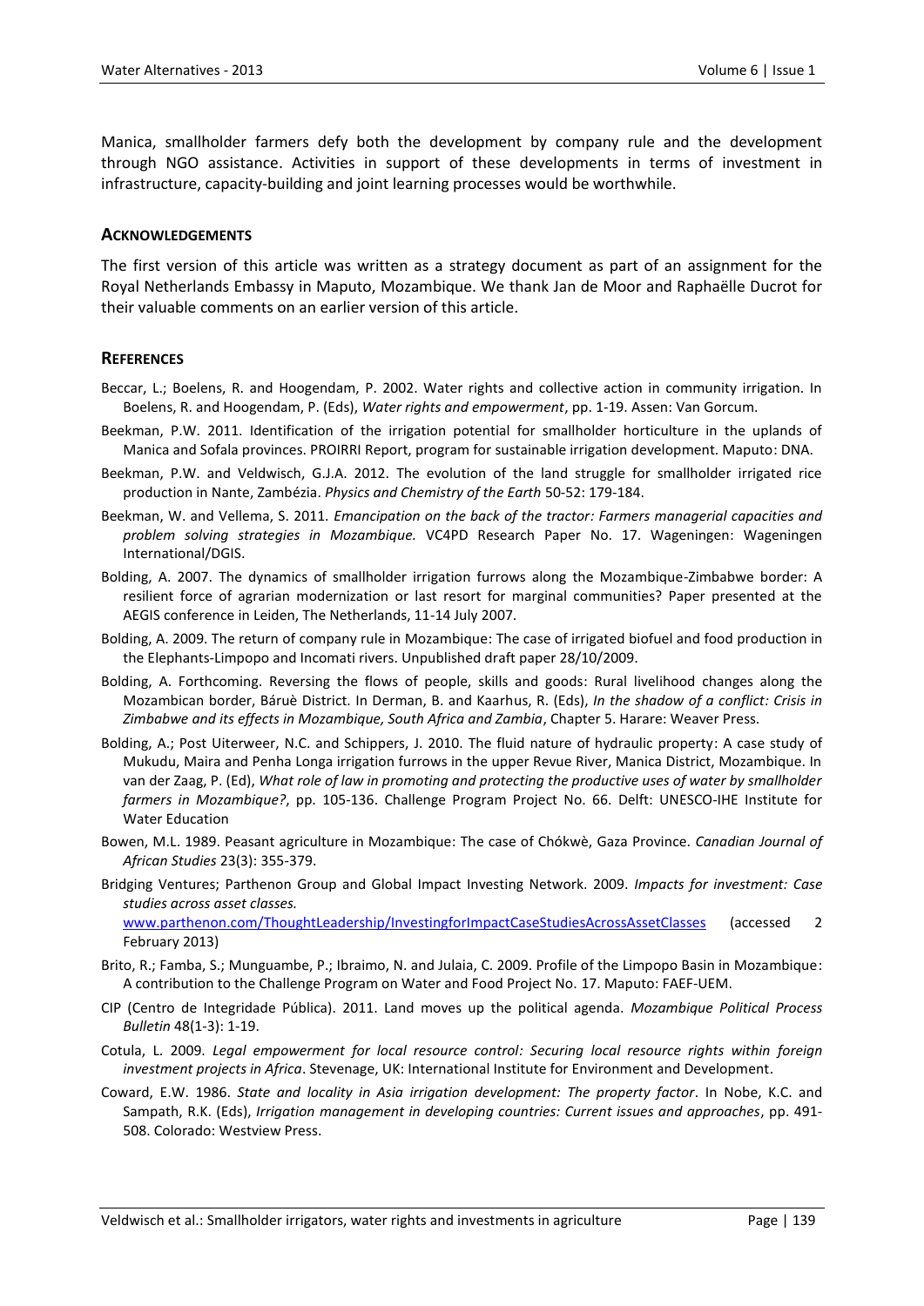Manica, smallholder farmers defy both the development by company rule and the development through NGO assistance. Activities in support of these developments in terms of investment in infrastructure, capacity-building and joint learning processes would be worthwhile.

## Acknowledgements

The first version of this article was written as a strategy document as part of an assignment for the Royal Netherlands Embassy in Maputo, Mozambique. We thank Jan de Moor and Raphaëlle Ducrot for their valuable comments on an earlier version of this article.

## References

Beccar, L.; Boelens, R. and Hoogendam, P. 2002. Water rights and collective action in community irrigation. In Boelens, R. and Hoogendam, P. (Eds), *Water rights and empowerment*, pp. 1-19. Assen: Van Gorcum.

Beekman, P.W. 2011. Identification of the irrigation potential for smallholder horticulture in the uplands of Manica and Sofala provinces. PROIRRI Report, program for sustainable irrigation development. Maputo: DNA.

Beekman, P.W. and Veldwisch, G.J.A. 2012. The evolution of the land struggle for smallholder irrigated rice production in Nante, Zambézia. *Physics and Chemistry of the Earth* 50-52: 179-184.

Beekman, W. and Vellema, S. 2011. *Emancipation on the back of the tractor: Farmers managerial capacities and problem solving strategies in Mozambique.* VC4PD Research Paper No. 17. Wageningen: Wageningen International/DGIS.

Bolding, A. 2007. The dynamics of smallholder irrigation furrows along the Mozambique-Zimbabwe border: A resilient force of agrarian modernization or last resort for marginal communities? Paper presented at the AEGIS conference in Leiden, The Netherlands, 11-14 July 2007.

Bolding, A. 2009. The return of company rule in Mozambique: The case of irrigated biofuel and food production in the Elephants-Limpopo and Incomati rivers. Unpublished draft paper 28/10/2009.

Bolding, A. Forthcoming. Reversing the flows of people, skills and goods: Rural livelihood changes along the Mozambican border, Báruè District. In Derman, B. and Kaarhus, R. (Eds), *In the shadow of a conflict: Crisis in Zimbabwe and its effects in Mozambique, South Africa and Zambia*, Chapter 5. Harare: Weaver Press.

Bolding, A.; Post Uiterweer, N.C. and Schippers, J. 2010. The fluid nature of hydraulic property: A case study of Mukudu, Maira and Penha Longa irrigation furrows in the upper Revue River, Manica District, Mozambique. In van der Zaag, P. (Ed), *What role of law in promoting and protecting the productive uses of water by smallholder farmers in Mozambique?*, pp. 105-136. Challenge Program Project No. 66. Delft: UNESCO-IHE Institute for Water Education

Bowen, M.L. 1989. Peasant agriculture in Mozambique: The case of Chókwè, Gaza Province. *Canadian Journal of African Studies* 23(3): 355-379.

Bridging Ventures; Parthenon Group and Global Impact Investing Network. 2009. *Impacts for investment: Case studies across asset classes.* www.parthenon.com/ThoughtLeadership/InvestingforImpactCaseStudiesAcrossAssetClasses (accessed 2 February 2013)

Brito, R.; Famba, S.; Munguambe, P.; Ibraimo, N. and Julaia, C. 2009. Profile of the Limpopo Basin in Mozambique: A contribution to the Challenge Program on Water and Food Project No. 17. Maputo: FAEF-UEM.

CIP (Centro de Integridade Pública). 2011. Land moves up the political agenda. *Mozambique Political Process Bulletin* 48(1-3): 1-19.

Cotula, L. 2009. *Legal empowerment for local resource control: Securing local resource rights within foreign investment projects in Africa*. Stevenage, UK: International Institute for Environment and Development.

Coward, E.W. 1986. *State and locality in Asia irrigation development: The property factor*. In Nobe, K.C. and Sampath, R.K. (Eds), *Irrigation management in developing countries: Current issues and approaches*, pp. 491-508. Colorado: Westview Press.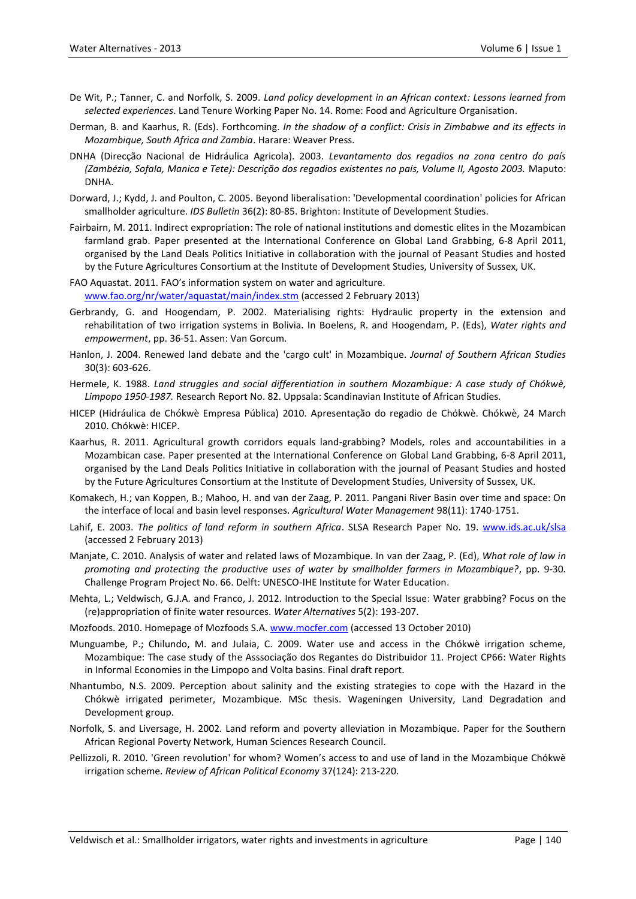De Wit, P.; Tanner, C. and Norfolk, S. 2009. *Land policy development in an African context: Lessons learned from selected experiences*. Land Tenure Working Paper No. 14. Rome: Food and Agriculture Organisation.

Derman, B. and Kaarhus, R. (Eds). Forthcoming. *In the shadow of a conflict: Crisis in Zimbabwe and its effects in Mozambique, South Africa and Zambia*. Harare: Weaver Press.

DNHA (Direcção Nacional de Hidráulica Agricola). 2003. *Levantamento dos regadios na zona centro do país (Zambézia, Sofala, Manica e Tete): Descrição dos regadios existentes no país, Volume II, Agosto 2003.* Maputo: DNHA.

Dorward, J.; Kydd, J. and Poulton, C. 2005. Beyond liberalisation: 'Developmental coordination' policies for African smallholder agriculture. *IDS Bulletin* 36(2): 80-85. Brighton: Institute of Development Studies.

Fairbairn, M. 2011. Indirect expropriation: The role of national institutions and domestic elites in the Mozambican farmland grab. Paper presented at the International Conference on Global Land Grabbing, 6-8 April 2011, organised by the Land Deals Politics Initiative in collaboration with the journal of Peasant Studies and hosted by the Future Agricultures Consortium at the Institute of Development Studies, University of Sussex, UK.

FAO Aquastat. 2011. FAO's information system on water and agriculture. www.fao.org/nr/water/aquastat/main/index.stm (accessed 2 February 2013)

Gerbrandy, G. and Hoogendam, P. 2002. Materialising rights: Hydraulic property in the extension and rehabilitation of two irrigation systems in Bolivia. In Boelens, R. and Hoogendam, P. (Eds), *Water rights and empowerment*, pp. 36-51. Assen: Van Gorcum.

Hanlon, J. 2004. Renewed land debate and the 'cargo cult' in Mozambique. *Journal of Southern African Studies* 30(3): 603-626.

Hermele, K. 1988. *Land struggles and social differentiation in southern Mozambique: A case study of Chókwè, Limpopo 1950-1987.* Research Report No. 82. Uppsala: Scandinavian Institute of African Studies.

HICEP (Hidráulica de Chókwè Empresa Pública) 2010. Apresentação do regadio de Chókwè. Chókwè, 24 March 2010. Chókwè: HICEP.

Kaarhus, R. 2011. Agricultural growth corridors equals land-grabbing? Models, roles and accountabilities in a Mozambican case. Paper presented at the International Conference on Global Land Grabbing, 6-8 April 2011, organised by the Land Deals Politics Initiative in collaboration with the journal of Peasant Studies and hosted by the Future Agricultures Consortium at the Institute of Development Studies, University of Sussex, UK.

Komakech, H.; van Koppen, B.; Mahoo, H. and van der Zaag, P. 2011. Pangani River Basin over time and space: On the interface of local and basin level responses. *Agricultural Water Management* 98(11): 1740-1751.

Lahif, E. 2003. *The politics of land reform in southern Africa*. SLSA Research Paper No. 19. www.ids.ac.uk/slsa (accessed 2 February 2013)

Manjate, C. 2010. Analysis of water and related laws of Mozambique. In van der Zaag, P. (Ed), *What role of law in promoting and protecting the productive uses of water by smallholder farmers in Mozambique?*, pp. 9-30*.* Challenge Program Project No. 66. Delft: UNESCO-IHE Institute for Water Education.

Mehta, L.; Veldwisch, G.J.A. and Franco, J. 2012. Introduction to the Special Issue: Water grabbing? Focus on the (re)appropriation of finite water resources. *Water Alternatives* 5(2): 193-207.

Mozfoods. 2010. Homepage of Mozfoods S.A. www.mocfer.com (accessed 13 October 2010)

Munguambe, P.; Chilundo, M. and Julaia, C. 2009. Water use and access in the Chókwè irrigation scheme, Mozambique: The case study of the Asssociação dos Regantes do Distribuidor 11. Project CP66: Water Rights in Informal Economies in the Limpopo and Volta basins. Final draft report.

Nhantumbo, N.S. 2009. Perception about salinity and the existing strategies to cope with the Hazard in the Chókwè irrigated perimeter, Mozambique. MSc thesis. Wageningen University, Land Degradation and Development group.

Norfolk, S. and Liversage, H. 2002. Land reform and poverty alleviation in Mozambique. Paper for the Southern African Regional Poverty Network, Human Sciences Research Council.

Pellizzoli, R. 2010. 'Green revolution' for whom? Women's access to and use of land in the Mozambique Chókwè irrigation scheme. *Review of African Political Economy* 37(124): 213-220.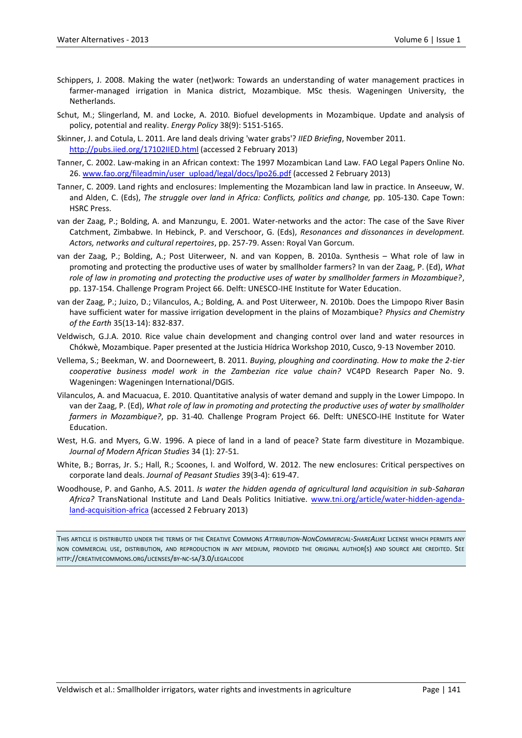Schippers, J. 2008. Making the water (net)work: Towards an understanding of water management practices in farmer-managed irrigation in Manica district, Mozambique. MSc thesis. Wageningen University, the Netherlands.

Schut, M.; Slingerland, M. and Locke, A. 2010. Biofuel developments in Mozambique. Update and analysis of policy, potential and reality. *Energy Policy* 38(9): 5151-5165.

Skinner, J. and Cotula, L. 2011. Are land deals driving 'water grabs'? *IIED Briefing*, November 2011. http://pubs.iied.org/17102IIED.html (accessed 2 February 2013)

Tanner, C. 2002. Law-making in an African context: The 1997 Mozambican Land Law. FAO Legal Papers Online No. 26. www.fao.org/fileadmin/user_upload/legal/docs/lpo26.pdf (accessed 2 February 2013)

Tanner, C. 2009. Land rights and enclosures: Implementing the Mozambican land law in practice. In Anseeuw, W. and Alden, C. (Eds), *The struggle over land in Africa: Conflicts, politics and change,* pp. 105-130. Cape Town: HSRC Press.

van der Zaag, P.; Bolding, A. and Manzungu, E. 2001. Water-networks and the actor: The case of the Save River Catchment, Zimbabwe. In Hebinck, P. and Verschoor, G. (Eds), *Resonances and dissonances in development. Actors, networks and cultural repertoires*, pp. 257-79. Assen: Royal Van Gorcum.

van der Zaag, P.; Bolding, A.; Post Uiterweer, N. and van Koppen, B. 2010a. Synthesis – What role of law in promoting and protecting the productive uses of water by smallholder farmers? In van der Zaag, P. (Ed), *What role of law in promoting and protecting the productive uses of water by smallholder farmers in Mozambique?*, pp. 137-154. Challenge Program Project 66. Delft: UNESCO-IHE Institute for Water Education.

van der Zaag, P.; Juizo, D.; Vilanculos, A.; Bolding, A. and Post Uiterweer, N. 2010b. Does the Limpopo River Basin have sufficient water for massive irrigation development in the plains of Mozambique? *Physics and Chemistry of the Earth* 35(13-14): 832-837.

Veldwisch, G.J.A. 2010. Rice value chain development and changing control over land and water resources in Chókwè, Mozambique. Paper presented at the Justicia Hídrica Workshop 2010, Cusco, 9-13 November 2010.

Vellema, S.; Beekman, W. and Doorneweert, B. 2011. *Buying, ploughing and coordinating. How to make the 2-tier cooperative business model work in the Zambezian rice value chain?* VC4PD Research Paper No. 9. Wageningen: Wageningen International/DGIS.

Vilanculos, A. and Macuacua, E. 2010. Quantitative analysis of water demand and supply in the Lower Limpopo. In van der Zaag, P. (Ed), *What role of law in promoting and protecting the productive uses of water by smallholder farmers in Mozambique?*, pp. 31-40*.* Challenge Program Project 66. Delft: UNESCO-IHE Institute for Water Education.

West, H.G. and Myers, G.W. 1996. A piece of land in a land of peace? State farm divestiture in Mozambique. *Journal of Modern African Studies* 34 (1): 27-51.

White, B.; Borras, Jr. S.; Hall, R.; Scoones, I. and Wolford, W. 2012. The new enclosures: Critical perspectives on corporate land deals. *Journal of Peasant Studies* 39(3-4): 619-47.

Woodhouse, P. and Ganho, A.S. 2011. *Is water the hidden agenda of agricultural land acquisition in sub-Saharan Africa?* TransNational Institute and Land Deals Politics Initiative. www.tni.org/article/water-hidden-agenda-land-acquisition-africa (accessed 2 February 2013)

---

THIS ARTICLE IS DISTRIBUTED UNDER THE TERMS OF THE CREATIVE COMMONS *ATTRIBUTION-NONCOMMERCIAL-SHAREALIKE* LICENSE WHICH PERMITS ANY NON COMMERCIAL USE, DISTRIBUTION, AND REPRODUCTION IN ANY MEDIUM, PROVIDED THE ORIGINAL AUTHOR(S) AND SOURCE ARE CREDITED. SEE HTTP://CREATIVECOMMONS.ORG/LICENSES/BY-NC-SA/3.0/LEGALCODE